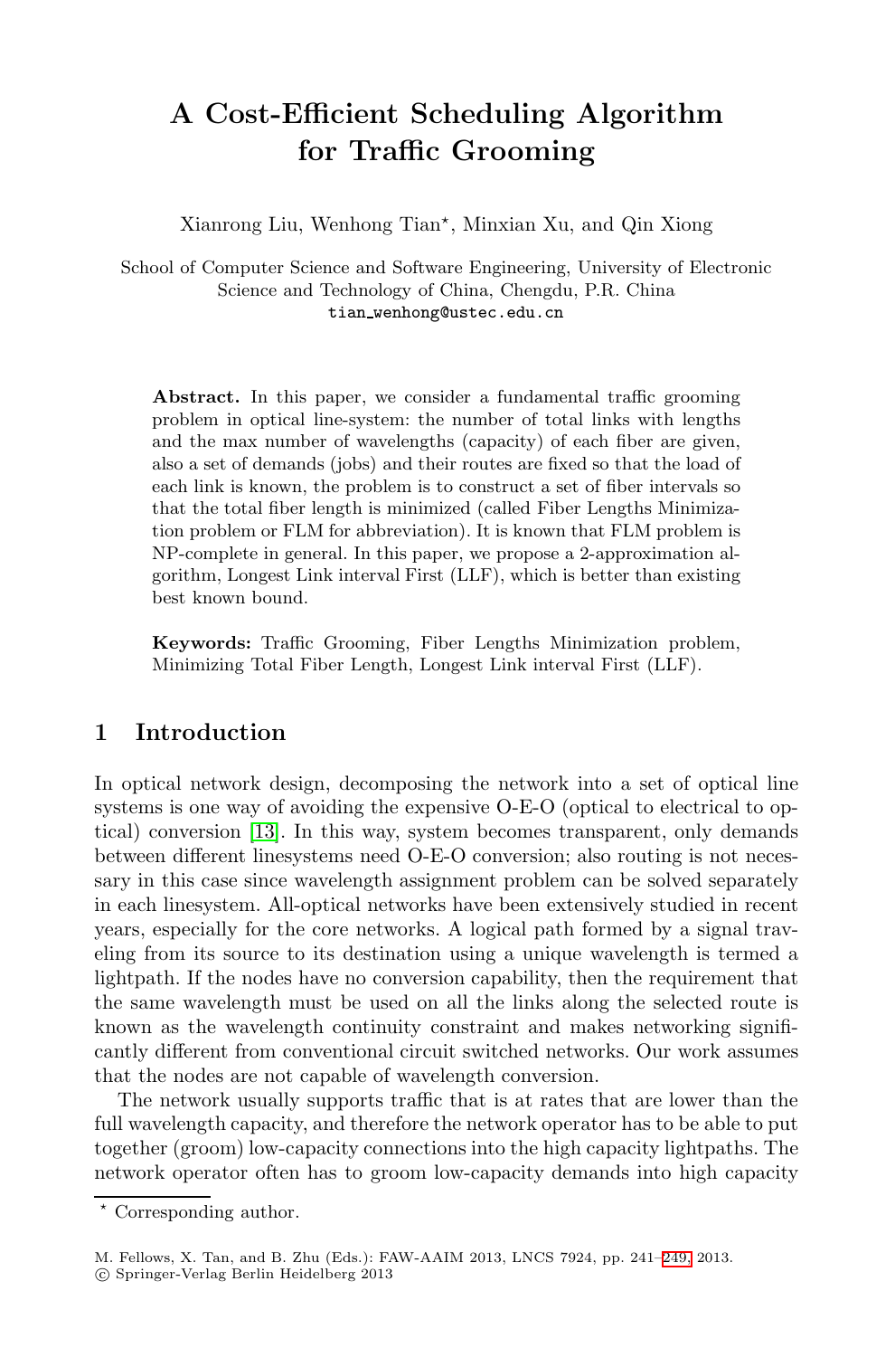# A Cost-Efficient Scheduling Algorithm for Traffic Grooming

Xianrong Liu, Wenhong Tian*, Minxian Xu, and Qin Xiong

School of Computer Science and Software Engineering, University of Electronic Science and Technology of China, Chengdu, P.R. China
tian_wenhong@ustec.edu.cn

**Abstract.** In this paper, we consider a fundamental traffic grooming problem in optical line-system: the number of total links with lengths and the max number of wavelengths (capacity) of each fiber are given, also a set of demands (jobs) and their routes are fixed so that the load of each link is known, the problem is to construct a set of fiber intervals so that the total fiber length is minimized (called Fiber Lengths Minimization problem or FLM for abbreviation). It is known that FLM problem is NP-complete in general. In this paper, we propose a 2-approximation algorithm, Longest Link interval First (LLF), which is better than existing best known bound.

**Keywords:** Traffic Grooming, Fiber Lengths Minimization problem, Minimizing Total Fiber Length, Longest Link interval First (LLF).

## 1 Introduction

In optical network design, decomposing the network into a set of optical line systems is one way of avoiding the expensive O-E-O (optical to electrical to optical) conversion [13]. In this way, system becomes transparent, only demands between different linesystems need O-E-O conversion; also routing is not necessary in this case since wavelength assignment problem can be solved separately in each linesystem. All-optical networks have been extensively studied in recent years, especially for the core networks. A logical path formed by a signal traveling from its source to its destination using a unique wavelength is termed a lightpath. If the nodes have no conversion capability, then the requirement that the same wavelength must be used on all the links along the selected route is known as the wavelength continuity constraint and makes networking significantly different from conventional circuit switched networks. Our work assumes that the nodes are not capable of wavelength conversion.

The network usually supports traffic that is at rates that are lower than the full wavelength capacity, and therefore the network operator has to be able to put together (groom) low-capacity connections into the high capacity lightpaths. The network operator often has to groom low-capacity demands into high capacity

* Corresponding author.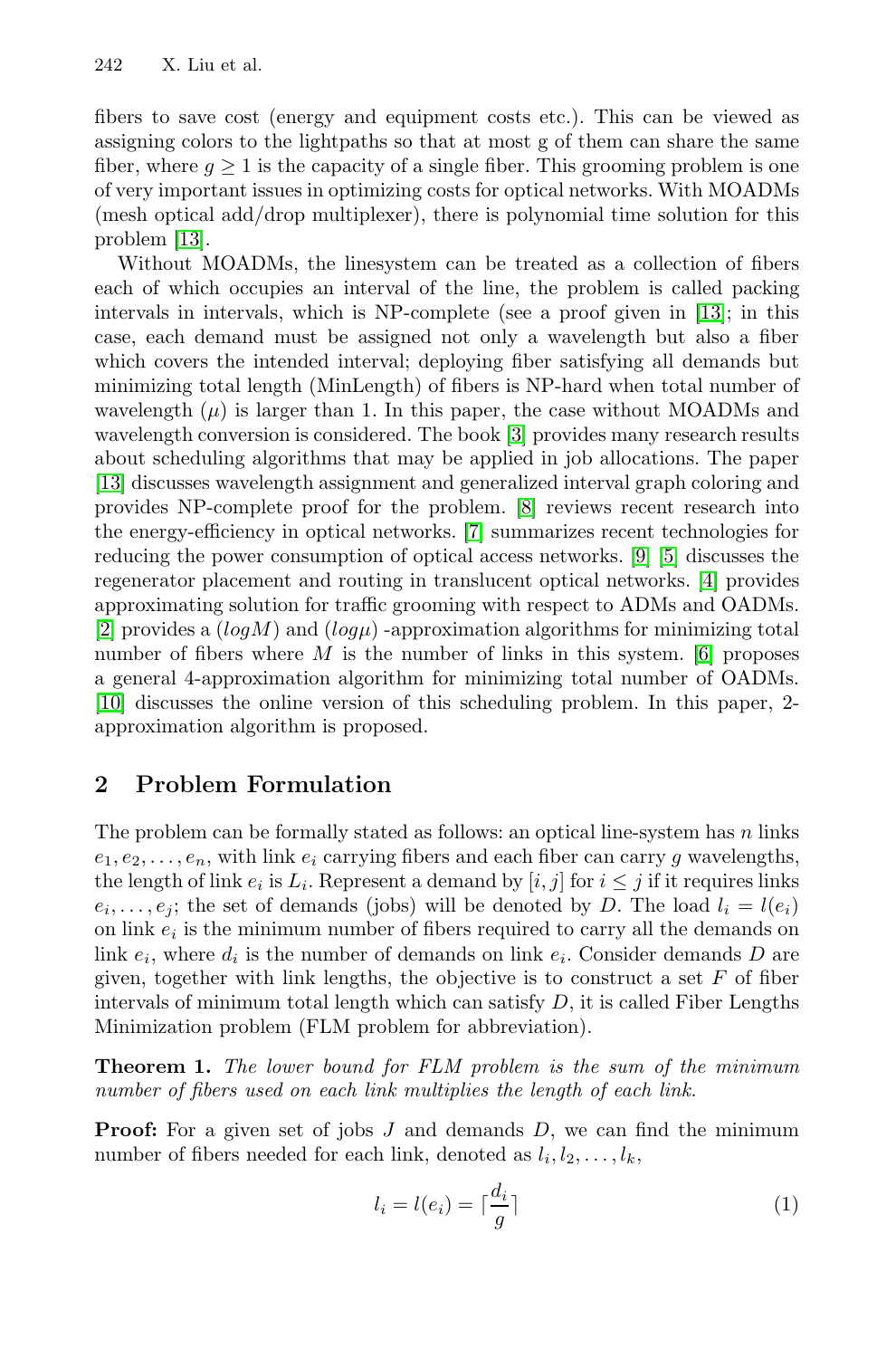fibers to save cost (energy and equipment costs etc.). This can be viewed as assigning colors to the lightpaths so that at most g of them can share the same fiber, where $g \geq 1$ is the capacity of a single fiber. This grooming problem is one of very important issues in optimizing costs for optical networks. With MOADMs (mesh optical add/drop multiplexer), there is polynomial time solution for this problem [13].

Without MOADMs, the linesystem can be treated as a collection of fibers each of which occupies an interval of the line, the problem is called packing intervals in intervals, which is NP-complete (see a proof given in [13]; in this case, each demand must be assigned not only a wavelength but also a fiber which covers the intended interval; deploying fiber satisfying all demands but minimizing total length (MinLength) of fibers is NP-hard when total number of wavelength ($\mu$) is larger than 1. In this paper, the case without MOADMs and wavelength conversion is considered. The book [3] provides many research results about scheduling algorithms that may be applied in job allocations. The paper [13] discusses wavelength assignment and generalized interval graph coloring and provides NP-complete proof for the problem. [8] reviews recent research into the energy-efficiency in optical networks. [7] summarizes recent technologies for reducing the power consumption of optical access networks. [9] [5] discusses the regenerator placement and routing in translucent optical networks. [4] provides approximating solution for traffic grooming with respect to ADMs and OADMs. [2] provides a $(logM)$ and $(log\mu)$ -approximation algorithms for minimizing total number of fibers where $M$ is the number of links in this system. [6] proposes a general 4-approximation algorithm for minimizing total number of OADMs. [10] discusses the online version of this scheduling problem. In this paper, 2-approximation algorithm is proposed.

## 2 Problem Formulation

The problem can be formally stated as follows: an optical line-system has $n$ links $e_1, e_2, \ldots, e_n$, with link $e_i$ carrying fibers and each fiber can carry $g$ wavelengths, the length of link $e_i$ is $L_i$. Represent a demand by $[i, j]$ for $i \leq j$ if it requires links $e_i, \ldots, e_j$; the set of demands (jobs) will be denoted by $D$. The load $l_i = l(e_i)$ on link $e_i$ is the minimum number of fibers required to carry all the demands on link $e_i$, where $d_i$ is the number of demands on link $e_i$. Consider demands $D$ are given, together with link lengths, the objective is to construct a set $F$ of fiber intervals of minimum total length which can satisfy $D$, it is called Fiber Lengths Minimization problem (FLM problem for abbreviation).

**Theorem 1.** *The lower bound for FLM problem is the sum of the minimum number of fibers used on each link multiplies the length of each link.*

**Proof:** For a given set of jobs $J$ and demands $D$, we can find the minimum number of fibers needed for each link, denoted as $l_i, l_2, \ldots, l_k$,

$$l_i = l(e_i) = \lceil \frac{d_i}{g} \rceil \tag{1}$$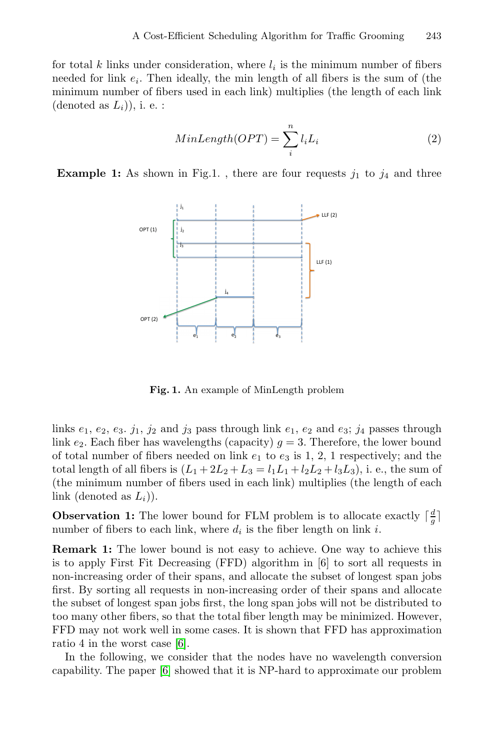for total $k$ links under consideration, where $l_i$ is the minimum number of fibers needed for link $e_i$. Then ideally, the min length of all fibers is the sum of (the minimum number of fibers used in each link) multiplies (the length of each link (denoted as $L_i$)), i. e. :

$$MinLength(OPT) = \sum_{i}^{n} l_i L_i \tag{2}$$

**Example 1:** As shown in Fig.1. , there are four requests $j_1$ to $j_4$ and three

**Fig. 1.** An example of MinLength problem

links $e_1$, $e_2$, $e_3$. $j_1$, $j_2$ and $j_3$ pass through link $e_1$, $e_2$ and $e_3$; $j_4$ passes through link $e_2$. Each fiber has wavelengths (capacity) $g = 3$. Therefore, the lower bound of total number of fibers needed on link $e_1$ to $e_3$ is 1, 2, 1 respectively; and the total length of all fibers is $(L_1 + 2L_2 + L_3 = l_1L_1 + l_2L_2 + l_3L_3)$, i. e., the sum of (the minimum number of fibers used in each link) multiplies (the length of each link (denoted as $L_i$)).

**Observation 1:** The lower bound for FLM problem is to allocate exactly $\lceil \frac{d}{g} \rceil$ number of fibers to each link, where $d_i$ is the fiber length on link $i$.

**Remark 1:** The lower bound is not easy to achieve. One way to achieve this is to apply First Fit Decreasing (FFD) algorithm in [6] to sort all requests in non-increasing order of their spans, and allocate the subset of longest span jobs first. By sorting all requests in non-increasing order of their spans and allocate the subset of longest span jobs first, the long span jobs will not be distributed to too many other fibers, so that the total fiber length may be minimized. However, FFD may not work well in some cases. It is shown that FFD has approximation ratio 4 in the worst case [6].

In the following, we consider that the nodes have no wavelength conversion capability. The paper [6] showed that it is NP-hard to approximate our problem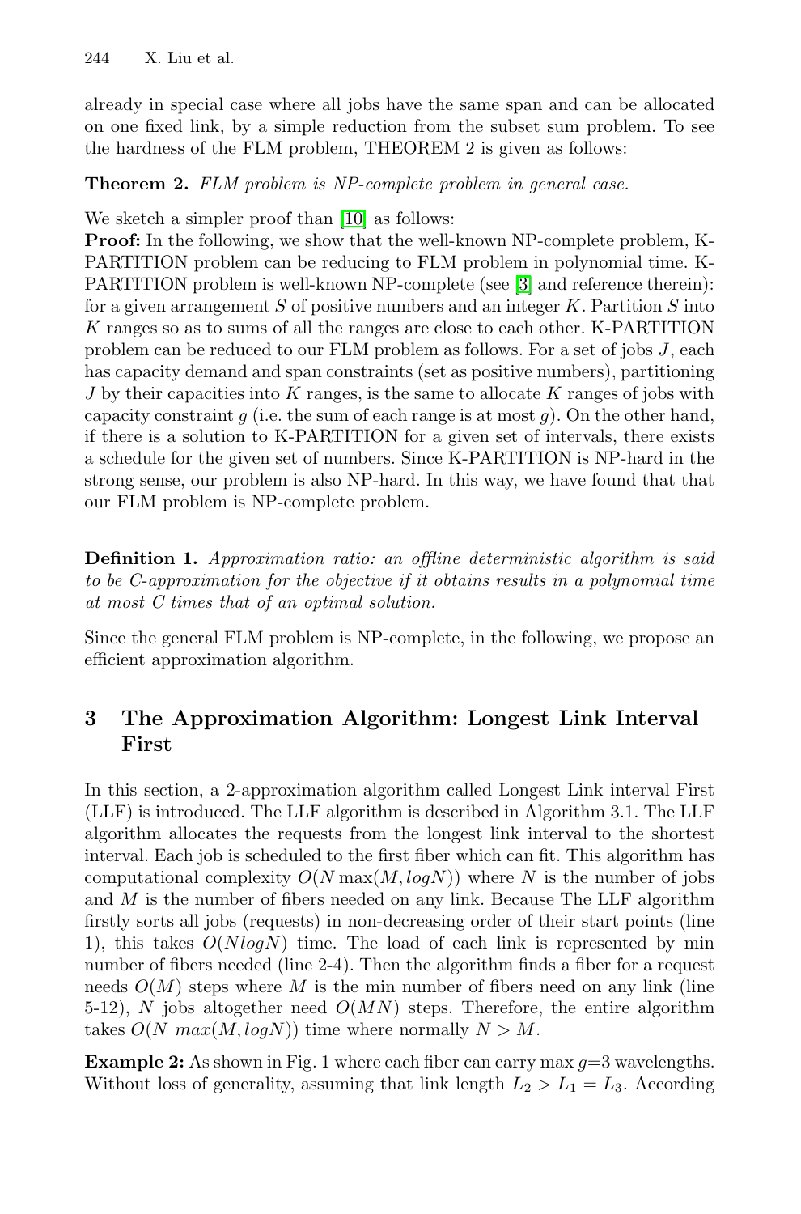already in special case where all jobs have the same span and can be allocated on one fixed link, by a simple reduction from the subset sum problem. To see the hardness of the FLM problem, THEOREM 2 is given as follows:

**Theorem 2.** *FLM problem is NP-complete problem in general case.*

We sketch a simpler proof than [10] as follows:

**Proof:** In the following, we show that the well-known NP-complete problem, K-PARTITION problem can be reducing to FLM problem in polynomial time. K-PARTITION problem is well-known NP-complete (see [3] and reference therein): for a given arrangement $S$ of positive numbers and an integer $K$. Partition $S$ into $K$ ranges so as to sums of all the ranges are close to each other. K-PARTITION problem can be reduced to our FLM problem as follows. For a set of jobs $J$, each has capacity demand and span constraints (set as positive numbers), partitioning $J$ by their capacities into $K$ ranges, is the same to allocate $K$ ranges of jobs with capacity constraint $g$ (i.e. the sum of each range is at most $g$). On the other hand, if there is a solution to K-PARTITION for a given set of intervals, there exists a schedule for the given set of numbers. Since K-PARTITION is NP-hard in the strong sense, our problem is also NP-hard. In this way, we have found that that our FLM problem is NP-complete problem.

**Definition 1.** *Approximation ratio: an offline deterministic algorithm is said to be C-approximation for the objective if it obtains results in a polynomial time at most C times that of an optimal solution.*

Since the general FLM problem is NP-complete, in the following, we propose an efficient approximation algorithm.

## 3 The Approximation Algorithm: Longest Link Interval First

In this section, a 2-approximation algorithm called Longest Link interval First (LLF) is introduced. The LLF algorithm is described in Algorithm 3.1. The LLF algorithm allocates the requests from the longest link interval to the shortest interval. Each job is scheduled to the first fiber which can fit. This algorithm has computational complexity $O(N \max(M, logN))$ where $N$ is the number of jobs and $M$ is the number of fibers needed on any link. Because The LLF algorithm firstly sorts all jobs (requests) in non-decreasing order of their start points (line 1), this takes $O(NlogN)$ time. The load of each link is represented by min number of fibers needed (line 2-4). Then the algorithm finds a fiber for a request needs $O(M)$ steps where $M$ is the min number of fibers need on any link (line 5-12), $N$ jobs altogether need $O(MN)$ steps. Therefore, the entire algorithm takes $O(N\ max(M, logN))$ time where normally $N > M$.

**Example 2:** As shown in Fig. 1 where each fiber can carry max $g$=3 wavelengths. Without loss of generality, assuming that link length $L_2 > L_1 = L_3$. According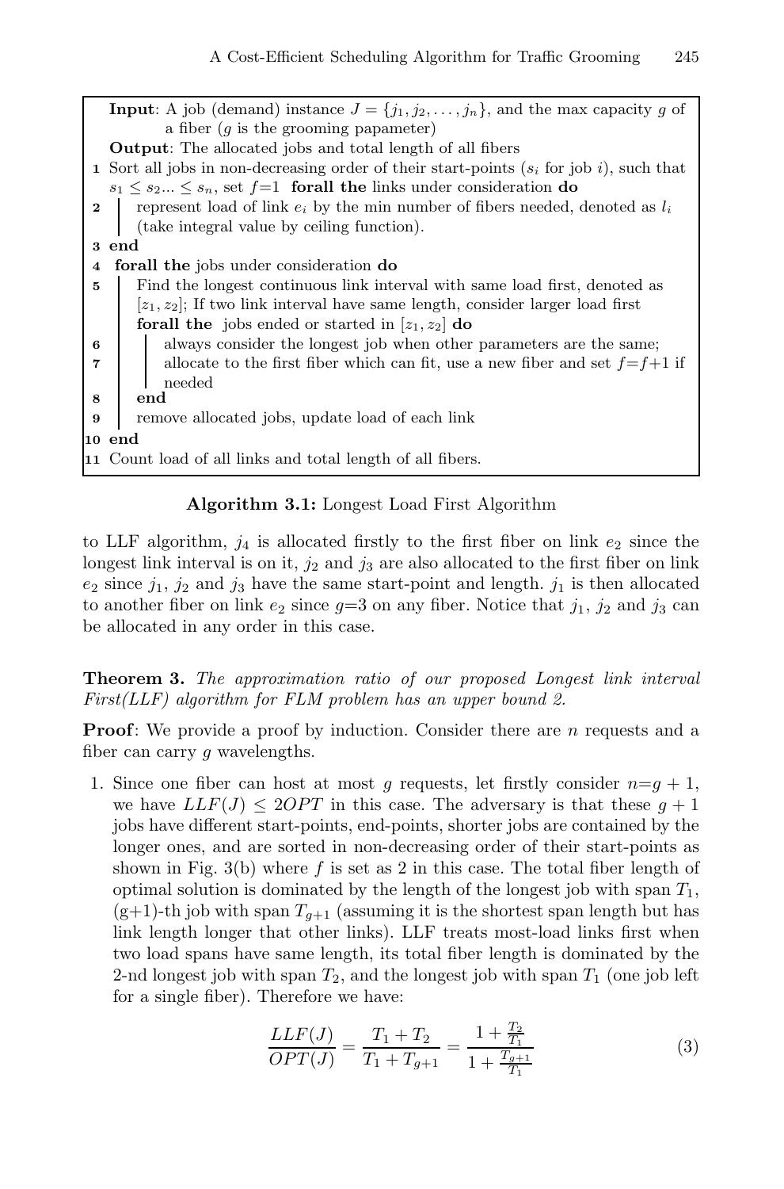**Input**: A job (demand) instance $J = \{j_1, j_2, \ldots, j_n\}$, and the max capacity $g$ of a fiber ($g$ is the grooming papameter)

**Output**: The allocated jobs and total length of all fibers

```
1  Sort all jobs in non-decreasing order of their start-points (s_i for job i), such that
   s_1 ≤ s_2... ≤ s_n, set f=1  forall the links under consideration do
2  |  represent load of link e_i by the min number of fibers needed, denoted as l_i
   |  (take integral value by ceiling function).
3  end
4  forall the jobs under consideration do
5  |  Find the longest continuous link interval with same load first, denoted as
   |  [z_1, z_2]; If two link interval have same length, consider larger load first
   |  forall the jobs ended or started in [z_1, z_2] do
6  |  |  always consider the longest job when other parameters are the same;
7  |  |  allocate to the first fiber which can fit, use a new fiber and set f=f+1 if
   |  |  needed
8  |  end
9  |  remove allocated jobs, update load of each link
10 end
11 Count load of all links and total length of all fibers.
```

**Algorithm 3.1:** Longest Load First Algorithm

to LLF algorithm, $j_4$ is allocated firstly to the first fiber on link $e_2$ since the longest link interval is on it, $j_2$ and $j_3$ are also allocated to the first fiber on link $e_2$ since $j_1$, $j_2$ and $j_3$ have the same start-point and length. $j_1$ is then allocated to another fiber on link $e_2$ since $g$=3 on any fiber. Notice that $j_1$, $j_2$ and $j_3$ can be allocated in any order in this case.

**Theorem 3.** *The approximation ratio of our proposed Longest link interval First(LLF) algorithm for FLM problem has an upper bound 2.*

**Proof**: We provide a proof by induction. Consider there are $n$ requests and a fiber can carry $g$ wavelengths.

1. Since one fiber can host at most $g$ requests, let firstly consider $n$=$g+1$, we have $LLF(J) \leq 2OPT$ in this case. The adversary is that these $g+1$ jobs have different start-points, end-points, shorter jobs are contained by the longer ones, and are sorted in non-decreasing order of their start-points as shown in Fig. 3(b) where $f$ is set as 2 in this case. The total fiber length of optimal solution is dominated by the length of the longest job with span $T_1$, (g+1)-th job with span $T_{g+1}$ (assuming it is the shortest span length but has link length longer that other links). LLF treats most-load links first when two load spans have same length, its total fiber length is dominated by the 2-nd longest job with span $T_2$, and the longest job with span $T_1$ (one job left for a single fiber). Therefore we have:

$$\frac{LLF(J)}{OPT(J)} = \frac{T_1 + T_2}{T_1 + T_{g+1}} = \frac{1 + \frac{T_2}{T_1}}{1 + \frac{T_{g+1}}{T_1}} \tag{3}$$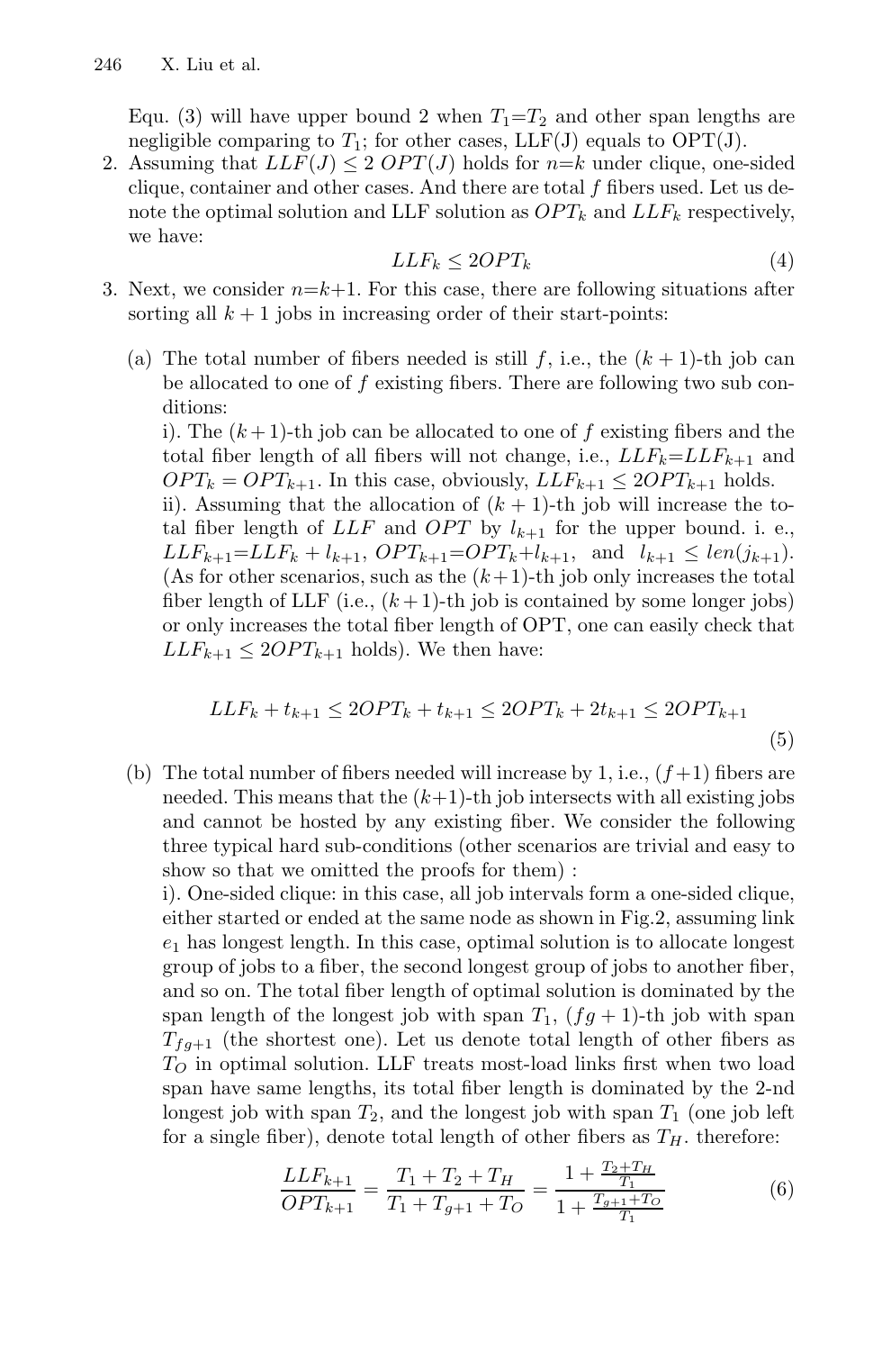Equ. (3) will have upper bound 2 when $T_1$=$T_2$ and other span lengths are negligible comparing to $T_1$; for other cases, LLF(J) equals to OPT(J).

2. Assuming that $LLF(J) \leq 2\ OPT(J)$ holds for $n$=$k$ under clique, one-sided clique, container and other cases. And there are total $f$ fibers used. Let us denote the optimal solution and LLF solution as $OPT_k$ and $LLF_k$ respectively, we have:

$$LLF_k \leq 2OPT_k \tag{4}$$

3. Next, we consider $n$=$k$+1. For this case, there are following situations after sorting all $k+1$ jobs in increasing order of their start-points:

   (a) The total number of fibers needed is still $f$, i.e., the $(k+1)$-th job can be allocated to one of $f$ existing fibers. There are following two sub conditions:

   i). The $(k+1)$-th job can be allocated to one of $f$ existing fibers and the total fiber length of all fibers will not change, i.e., $LLF_k$=$LLF_{k+1}$ and $OPT_k = OPT_{k+1}$. In this case, obviously, $LLF_{k+1} \leq 2OPT_{k+1}$ holds.

   ii). Assuming that the allocation of $(k+1)$-th job will increase the total fiber length of $LLF$ and $OPT$ by $l_{k+1}$ for the upper bound. i. e., $LLF_{k+1}$=$LLF_k + l_{k+1}$, $OPT_{k+1}$=$OPT_k$+$l_{k+1}$, and $l_{k+1} \leq len(j_{k+1})$. (As for other scenarios, such as the $(k+1)$-th job only increases the total fiber length of LLF (i.e., $(k+1)$-th job is contained by some longer jobs) or only increases the total fiber length of OPT, one can easily check that $LLF_{k+1} \leq 2OPT_{k+1}$ holds). We then have:

$$LLF_k + t_{k+1} \leq 2OPT_k + t_{k+1} \leq 2OPT_k + 2t_{k+1} \leq 2OPT_{k+1} \tag{5}$$

   (b) The total number of fibers needed will increase by 1, i.e., $(f+1)$ fibers are needed. This means that the $(k+1)$-th job intersects with all existing jobs and cannot be hosted by any existing fiber. We consider the following three typical hard sub-conditions (other scenarios are trivial and easy to show so that we omitted the proofs for them) :

   i). One-sided clique: in this case, all job intervals form a one-sided clique, either started or ended at the same node as shown in Fig.2, assuming link $e_1$ has longest length. In this case, optimal solution is to allocate longest group of jobs to a fiber, the second longest group of jobs to another fiber, and so on. The total fiber length of optimal solution is dominated by the span length of the longest job with span $T_1$, $(fg+1)$-th job with span $T_{fg+1}$ (the shortest one). Let us denote total length of other fibers as $T_O$ in optimal solution. LLF treats most-load links first when two load span have same lengths, its total fiber length is dominated by the 2-nd longest job with span $T_2$, and the longest job with span $T_1$ (one job left for a single fiber), denote total length of other fibers as $T_H$. therefore:

$$\frac{LLF_{k+1}}{OPT_{k+1}} = \frac{T_1 + T_2 + T_H}{T_1 + T_{g+1} + T_O} = \frac{1 + \frac{T_2 + T_H}{T_1}}{1 + \frac{T_{g+1} + T_O}{T_1}} \tag{6}$$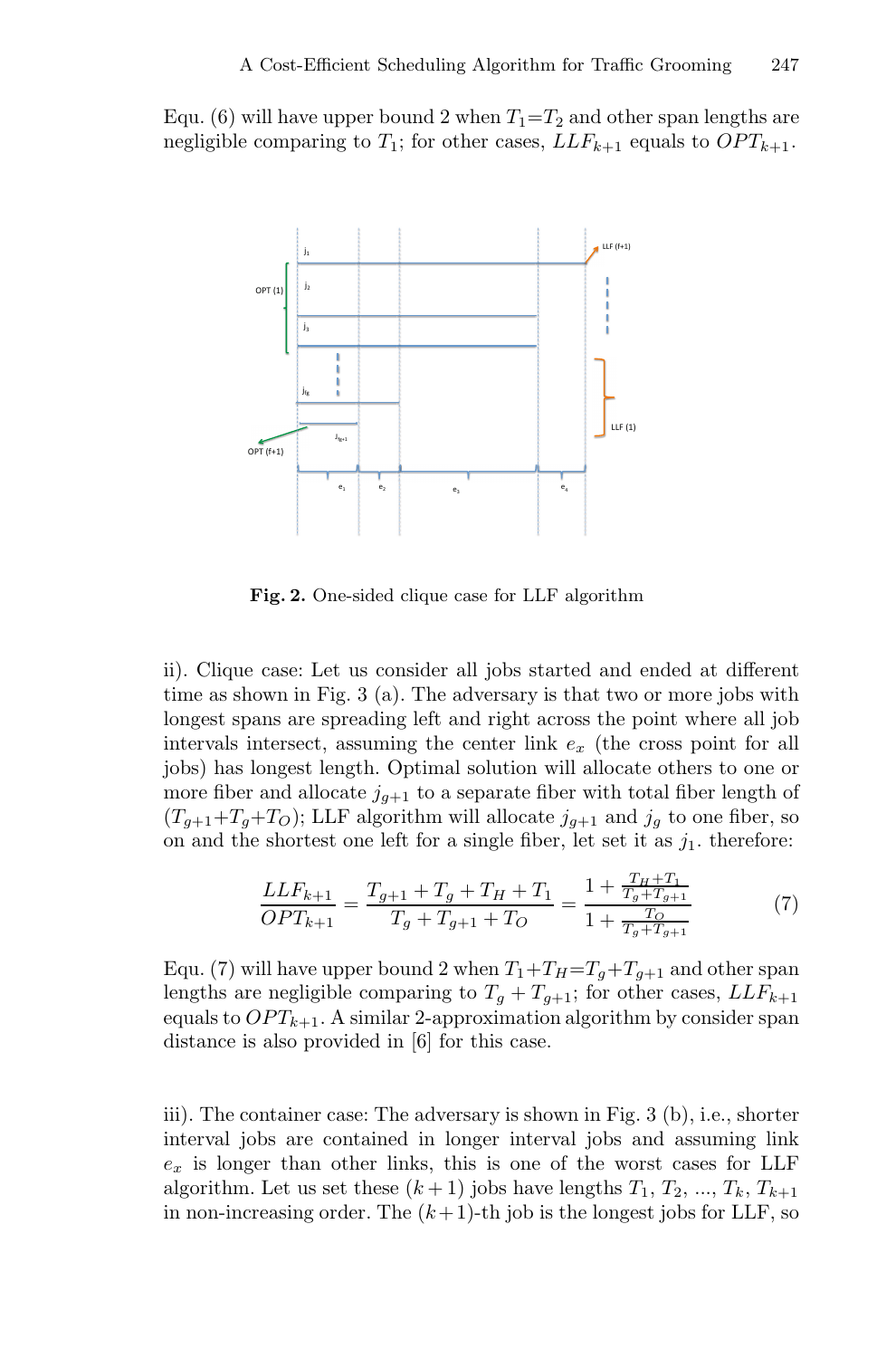Equ. (6) will have upper bound 2 when $T_1$=$T_2$ and other span lengths are negligible comparing to $T_1$; for other cases, $LLF_{k+1}$ equals to $OPT_{k+1}$.

**Fig. 2.** One-sided clique case for LLF algorithm

ii). Clique case: Let us consider all jobs started and ended at different time as shown in Fig. 3 (a). The adversary is that two or more jobs with longest spans are spreading left and right across the point where all job intervals intersect, assuming the center link $e_x$ (the cross point for all jobs) has longest length. Optimal solution will allocate others to one or more fiber and allocate $j_{g+1}$ to a separate fiber with total fiber length of ($T_{g+1}$+$T_g$+$T_O$); LLF algorithm will allocate $j_{g+1}$ and $j_g$ to one fiber, so on and the shortest one left for a single fiber, let set it as $j_1$. therefore:

$$\frac{LLF_{k+1}}{OPT_{k+1}} = \frac{T_{g+1} + T_g + T_H + T_1}{T_g + T_{g+1} + T_O} = \frac{1 + \frac{T_H + T_1}{T_g + T_{g+1}}}{1 + \frac{T_O}{T_g + T_{g+1}}} \tag{7}$$

Equ. (7) will have upper bound 2 when $T_1$+$T_H$=$T_g$+$T_{g+1}$ and other span lengths are negligible comparing to $T_g + T_{g+1}$; for other cases, $LLF_{k+1}$ equals to $OPT_{k+1}$. A similar 2-approximation algorithm by consider span distance is also provided in [6] for this case.

iii). The container case: The adversary is shown in Fig. 3 (b), i.e., shorter interval jobs are contained in longer interval jobs and assuming link $e_x$ is longer than other links, this is one of the worst cases for LLF algorithm. Let us set these $(k+1)$ jobs have lengths $T_1$, $T_2$, ..., $T_k$, $T_{k+1}$ in non-increasing order. The $(k+1)$-th job is the longest jobs for LLF, so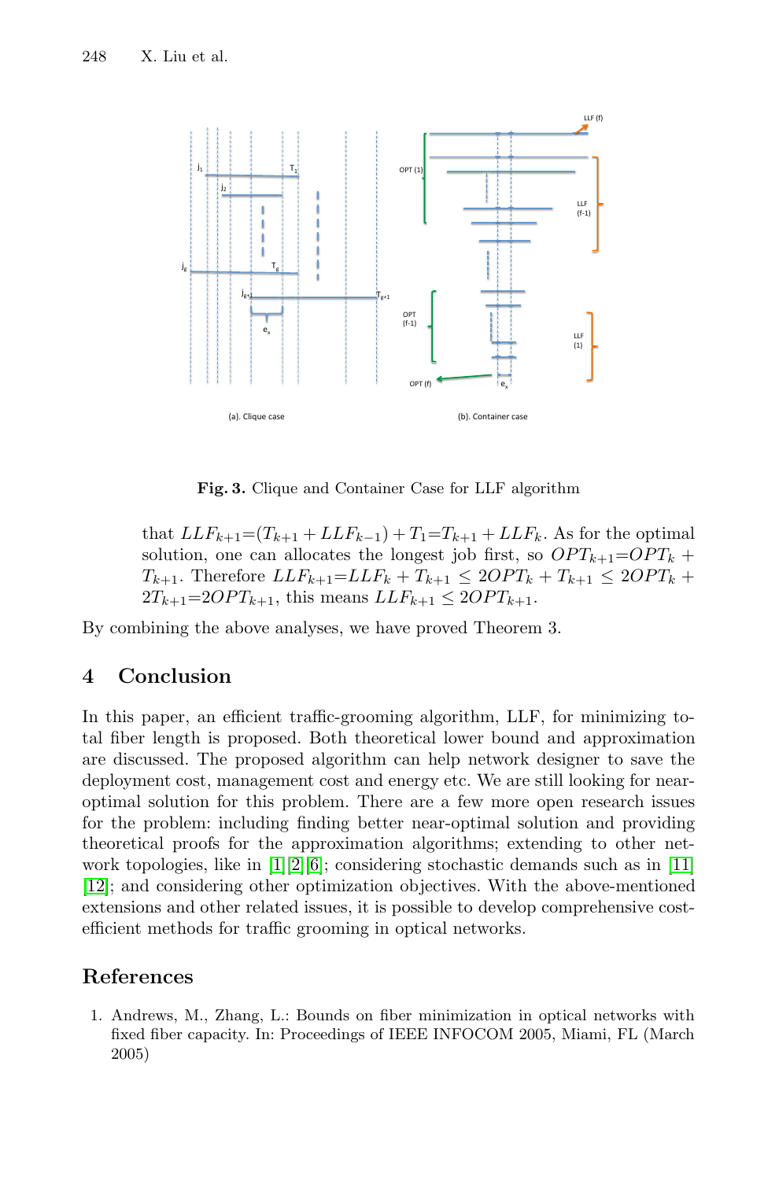**Fig. 3.** Clique and Container Case for LLF algorithm

that $LLF_{k+1}$=$(T_{k+1} + LLF_{k-1}) + T_1$=$T_{k+1} + LLF_k$. As for the optimal solution, one can allocates the longest job first, so $OPT_{k+1}$=$OPT_k + T_{k+1}$. Therefore $LLF_{k+1}$=$LLF_k + T_{k+1} \leq 2OPT_k + T_{k+1} \leq 2OPT_k + 2T_{k+1}$=$2OPT_{k+1}$, this means $LLF_{k+1} \leq 2OPT_{k+1}$.

By combining the above analyses, we have proved Theorem 3.

## 4 Conclusion

In this paper, an efficient traffic-grooming algorithm, LLF, for minimizing total fiber length is proposed. Both theoretical lower bound and approximation are discussed. The proposed algorithm can help network designer to save the deployment cost, management cost and energy etc. We are still looking for near-optimal solution for this problem. There are a few more open research issues for the problem: including finding better near-optimal solution and providing theoretical proofs for the approximation algorithms; extending to other network topologies, like in [1][2][6]; considering stochastic demands such as in [11][12]; and considering other optimization objectives. With the above-mentioned extensions and other related issues, it is possible to develop comprehensive cost-efficient methods for traffic grooming in optical networks.

## References

1. Andrews, M., Zhang, L.: Bounds on fiber minimization in optical networks with fixed fiber capacity. In: Proceedings of IEEE INFOCOM 2005, Miami, FL (March 2005)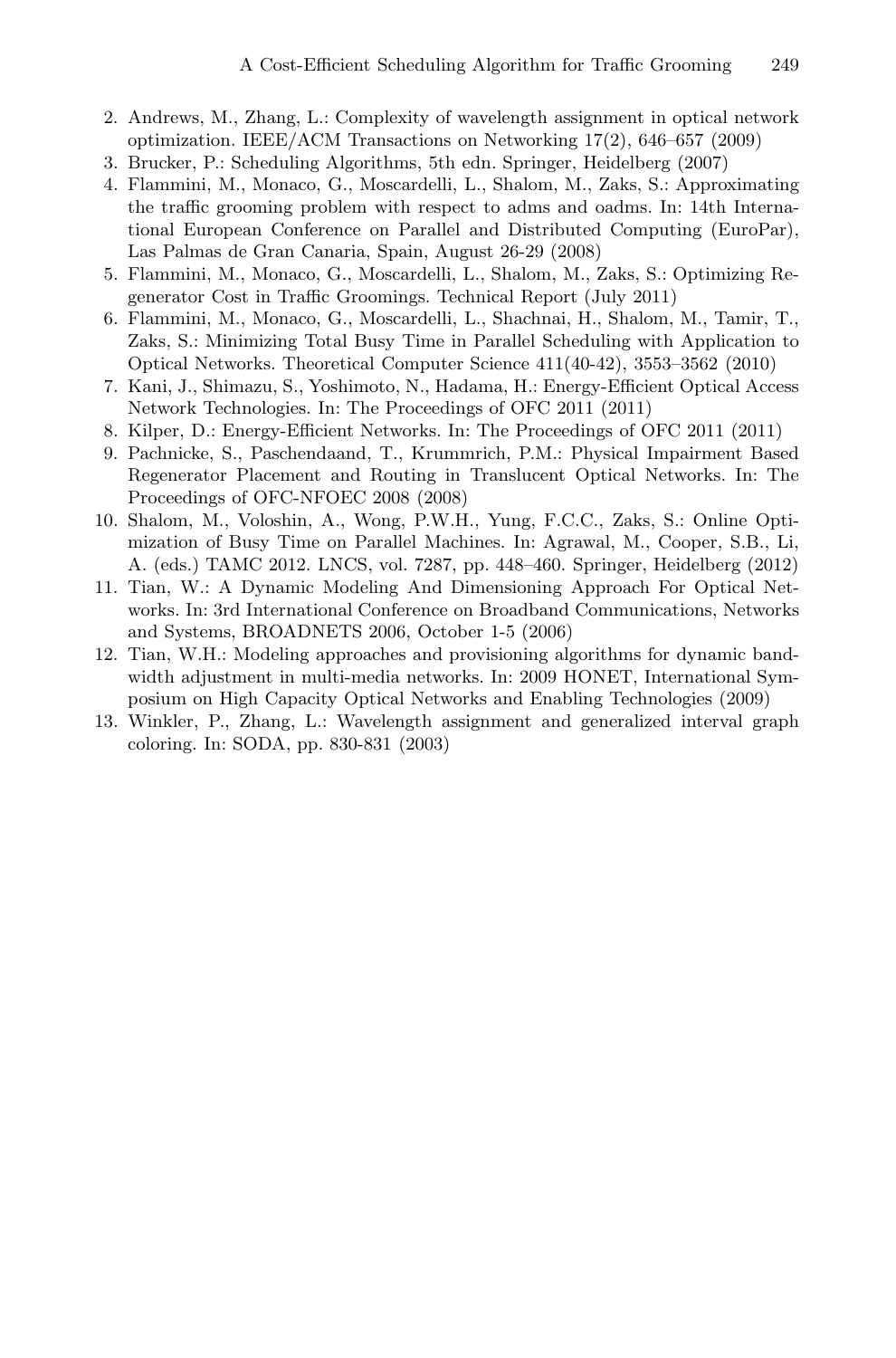2. Andrews, M., Zhang, L.: Complexity of wavelength assignment in optical network optimization. IEEE/ACM Transactions on Networking 17(2), 646–657 (2009)
3. Brucker, P.: Scheduling Algorithms, 5th edn. Springer, Heidelberg (2007)
4. Flammini, M., Monaco, G., Moscardelli, L., Shalom, M., Zaks, S.: Approximating the traffic grooming problem with respect to adms and oadms. In: 14th International European Conference on Parallel and Distributed Computing (EuroPar), Las Palmas de Gran Canaria, Spain, August 26-29 (2008)
5. Flammini, M., Monaco, G., Moscardelli, L., Shalom, M., Zaks, S.: Optimizing Regenerator Cost in Traffic Groomings. Technical Report (July 2011)
6. Flammini, M., Monaco, G., Moscardelli, L., Shachnai, H., Shalom, M., Tamir, T., Zaks, S.: Minimizing Total Busy Time in Parallel Scheduling with Application to Optical Networks. Theoretical Computer Science 411(40-42), 3553–3562 (2010)
7. Kani, J., Shimazu, S., Yoshimoto, N., Hadama, H.: Energy-Efficient Optical Access Network Technologies. In: The Proceedings of OFC 2011 (2011)
8. Kilper, D.: Energy-Efficient Networks. In: The Proceedings of OFC 2011 (2011)
9. Pachnicke, S., Paschendaand, T., Krummrich, P.M.: Physical Impairment Based Regenerator Placement and Routing in Translucent Optical Networks. In: The Proceedings of OFC-NFOEC 2008 (2008)
10. Shalom, M., Voloshin, A., Wong, P.W.H., Yung, F.C.C., Zaks, S.: Online Optimization of Busy Time on Parallel Machines. In: Agrawal, M., Cooper, S.B., Li, A. (eds.) TAMC 2012. LNCS, vol. 7287, pp. 448–460. Springer, Heidelberg (2012)
11. Tian, W.: A Dynamic Modeling And Dimensioning Approach For Optical Networks. In: 3rd International Conference on Broadband Communications, Networks and Systems, BROADNETS 2006, October 1-5 (2006)
12. Tian, W.H.: Modeling approaches and provisioning algorithms for dynamic bandwidth adjustment in multi-media networks. In: 2009 HONET, International Symposium on High Capacity Optical Networks and Enabling Technologies (2009)
13. Winkler, P., Zhang, L.: Wavelength assignment and generalized interval graph coloring. In: SODA, pp. 830-831 (2003)